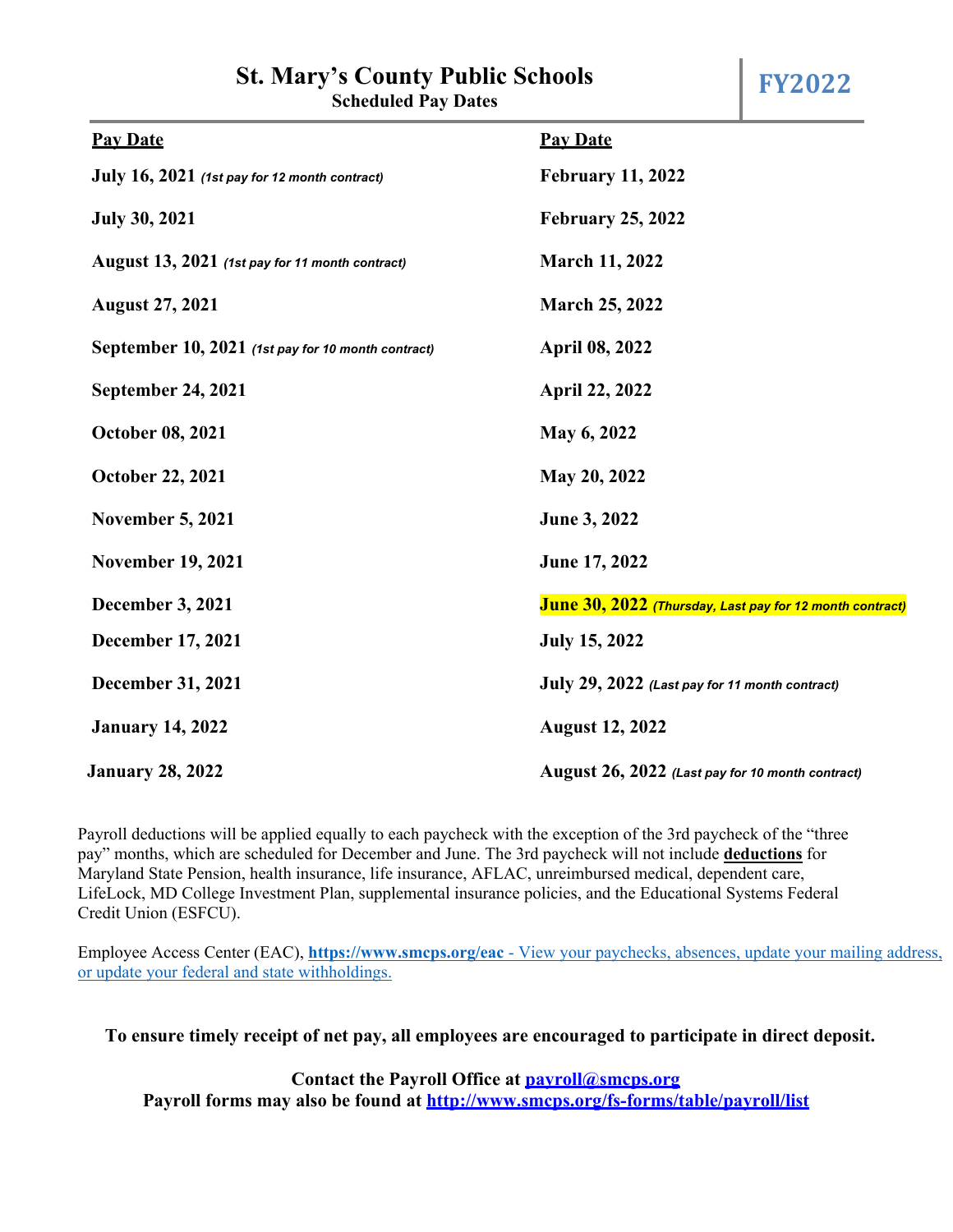# St. Mary's County Public Schools

**Scheduled Pay Dates**

**FY2022**

| Pay Date | Pay Date |
|---|---|
| **July 16, 2021** ***(1st pay for 12 month contract)*** | **February 11, 2022** |
| **July 30, 2021** | **February 25, 2022** |
| **August 13, 2021** ***(1st pay for 11 month contract)*** | **March 11, 2022** |
| **August 27, 2021** | **March 25, 2022** |
| **September 10, 2021** ***(1st pay for 10 month contract)*** | **April 08, 2022** |
| **September 24, 2021** | **April 22, 2022** |
| **October 08, 2021** | **May 6, 2022** |
| **October 22, 2021** | **May 20, 2022** |
| **November 5, 2021** | **June 3, 2022** |
| **November 19, 2021** | **June 17, 2022** |
| **December 3, 2021** | **June 30, 2022** ***(Thursday, Last pay for 12 month contract)*** |
| **December 17, 2021** | **July 15, 2022** |
| **December 31, 2021** | **July 29, 2022** ***(Last pay for 11 month contract)*** |
| **January 14, 2022** | **August 12, 2022** |
| **January 28, 2022** | **August 26, 2022** ***(Last pay for 10 month contract)*** |

Payroll deductions will be applied equally to each paycheck with the exception of the 3rd paycheck of the "three pay" months, which are scheduled for December and June. The 3rd paycheck will not include **deductions** for Maryland State Pension, health insurance, life insurance, AFLAC, unreimbursed medical, dependent care, LifeLock, MD College Investment Plan, supplemental insurance policies, and the Educational Systems Federal Credit Union (ESFCU).

Employee Access Center (EAC), **https://www.smcps.org/eac** - View your paychecks, absences, update your mailing address, or update your federal and state withholdings.

**To ensure timely receipt of net pay, all employees are encouraged to participate in direct deposit.**

**Contact the Payroll Office at payroll@smcps.org**
**Payroll forms may also be found at http://www.smcps.org/fs-forms/table/payroll/list**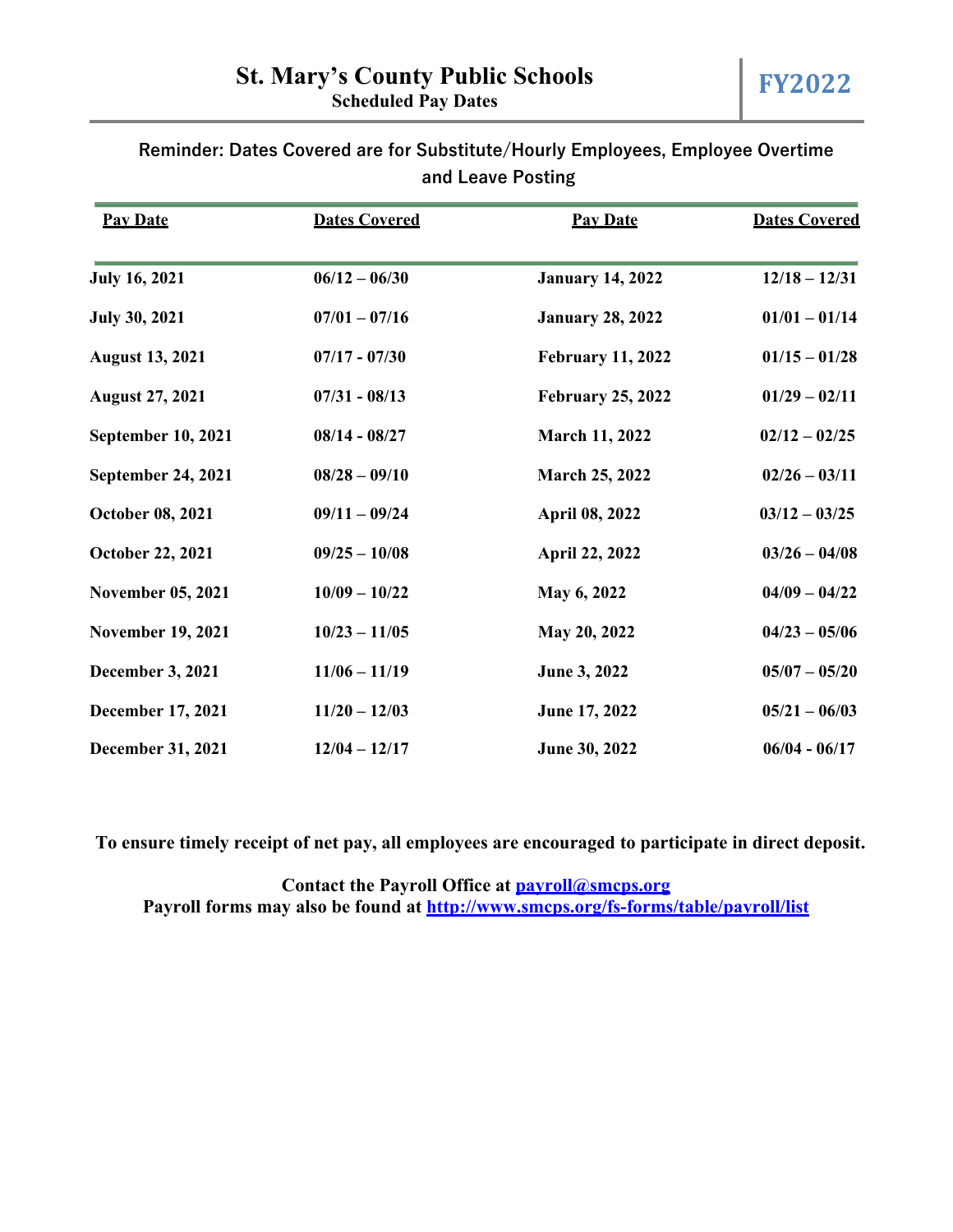# St. Mary's County Public Schools

**Scheduled Pay Dates**

**FY2022**

**Reminder: Dates Covered are for Substitute/Hourly Employees, Employee Overtime and Leave Posting**

| Pay Date | Dates Covered | Pay Date | Dates Covered |
|---|---|---|---|
| July 16, 2021 | 06/12 – 06/30 | January 14, 2022 | 12/18 – 12/31 |
| July 30, 2021 | 07/01 – 07/16 | January 28, 2022 | 01/01 – 01/14 |
| August 13, 2021 | 07/17 - 07/30 | February 11, 2022 | 01/15 – 01/28 |
| August 27, 2021 | 07/31 - 08/13 | February 25, 2022 | 01/29 – 02/11 |
| September 10, 2021 | 08/14 - 08/27 | March 11, 2022 | 02/12 – 02/25 |
| September 24, 2021 | 08/28 – 09/10 | March 25, 2022 | 02/26 – 03/11 |
| October 08, 2021 | 09/11 – 09/24 | April 08, 2022 | 03/12 – 03/25 |
| October 22, 2021 | 09/25 – 10/08 | April 22, 2022 | 03/26 – 04/08 |
| November 05, 2021 | 10/09 – 10/22 | May 6, 2022 | 04/09 – 04/22 |
| November 19, 2021 | 10/23 – 11/05 | May 20, 2022 | 04/23 – 05/06 |
| December 3, 2021 | 11/06 – 11/19 | June 3, 2022 | 05/07 – 05/20 |
| December 17, 2021 | 11/20 – 12/03 | June 17, 2022 | 05/21 – 06/03 |
| December 31, 2021 | 12/04 – 12/17 | June 30, 2022 | 06/04 - 06/17 |

**To ensure timely receipt of net pay, all employees are encouraged to participate in direct deposit.**

**Contact the Payroll Office at payroll@smcps.org**
**Payroll forms may also be found at http://www.smcps.org/fs-forms/table/payroll/list**